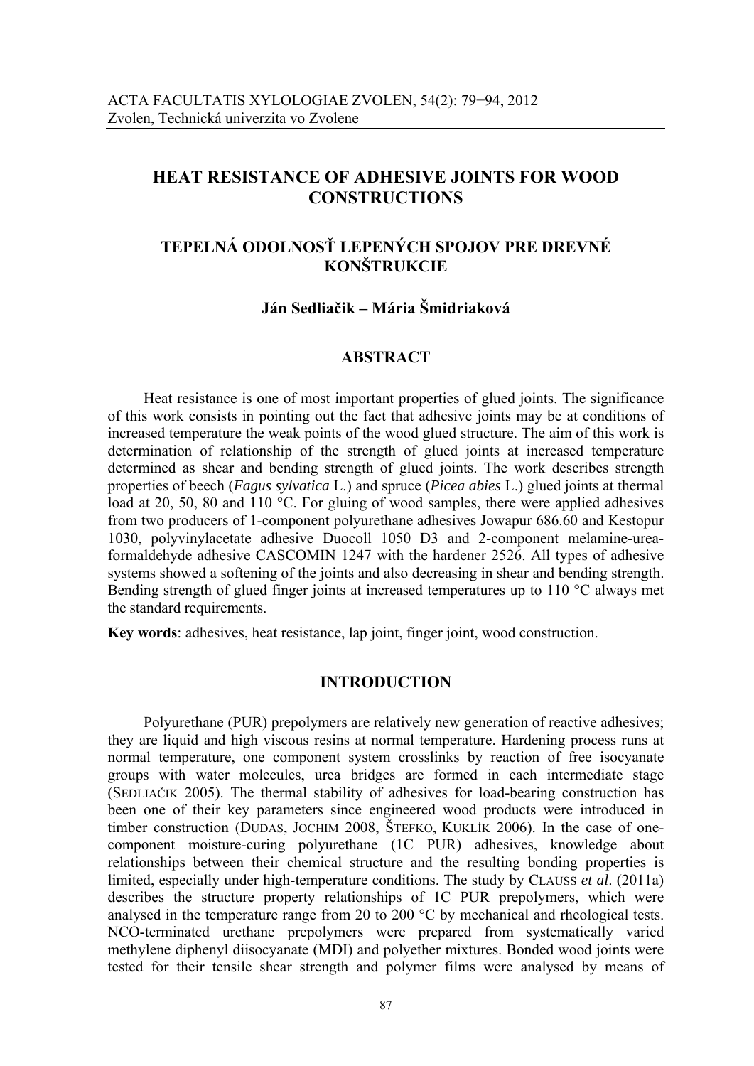# HEAT RESISTANCE OF ADHESIVE JOINTS FOR WOOD CONSTRUCTIONS

## TEPELNÁ ODOLNOSŤ LEPENÝCH SPOJOV PRE DREVNÉ KONŠTRUKCIE

**Ján Sedliačik – Mária Šmidriaková**

## ABSTRACT

Heat resistance is one of most important properties of glued joints. The significance of this work consists in pointing out the fact that adhesive joints may be at conditions of increased temperature the weak points of the wood glued structure. The aim of this work is determination of relationship of the strength of glued joints at increased temperature determined as shear and bending strength of glued joints. The work describes strength properties of beech (*Fagus sylvatica* L.) and spruce (*Picea abies* L.) glued joints at thermal load at 20, 50, 80 and 110 °C. For gluing of wood samples, there were applied adhesives from two producers of 1-component polyurethane adhesives Jowapur 686.60 and Kestopur 1030, polyvinylacetate adhesive Duocoll 1050 D3 and 2-component melamine-urea-formaldehyde adhesive CASCOMIN 1247 with the hardener 2526. All types of adhesive systems showed a softening of the joints and also decreasing in shear and bending strength. Bending strength of glued finger joints at increased temperatures up to 110 °C always met the standard requirements.

**Key words**: adhesives, heat resistance, lap joint, finger joint, wood construction.

## INTRODUCTION

Polyurethane (PUR) prepolymers are relatively new generation of reactive adhesives; they are liquid and high viscous resins at normal temperature. Hardening process runs at normal temperature, one component system crosslinks by reaction of free isocyanate groups with water molecules, urea bridges are formed in each intermediate stage (SEDLIAČIK 2005). The thermal stability of adhesives for load-bearing construction has been one of their key parameters since engineered wood products were introduced in timber construction (DUDAS, JOCHIM 2008, ŠTEFKO, KUKLÍK 2006). In the case of one-component moisture-curing polyurethane (1C PUR) adhesives, knowledge about relationships between their chemical structure and the resulting bonding properties is limited, especially under high-temperature conditions. The study by CLAUSS *et al*. (2011a) describes the structure property relationships of 1C PUR prepolymers, which were analysed in the temperature range from 20 to 200 °C by mechanical and rheological tests. NCO-terminated urethane prepolymers were prepared from systematically varied methylene diphenyl diisocyanate (MDI) and polyether mixtures. Bonded wood joints were tested for their tensile shear strength and polymer films were analysed by means of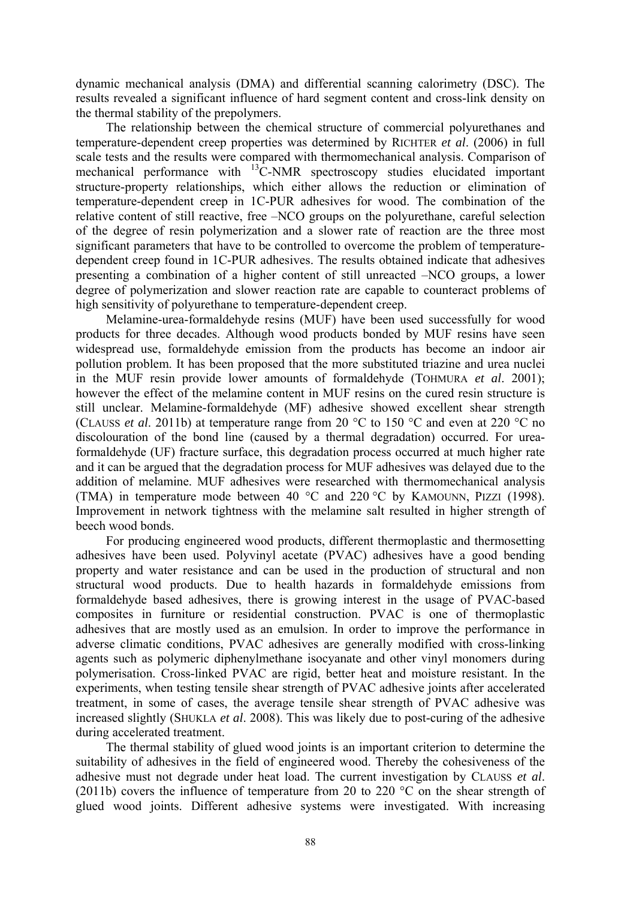dynamic mechanical analysis (DMA) and differential scanning calorimetry (DSC). The results revealed a significant influence of hard segment content and cross-link density on the thermal stability of the prepolymers.

The relationship between the chemical structure of commercial polyurethanes and temperature-dependent creep properties was determined by RICHTER *et al*. (2006) in full scale tests and the results were compared with thermomechanical analysis. Comparison of mechanical performance with $^{13}$C-NMR spectroscopy studies elucidated important structure-property relationships, which either allows the reduction or elimination of temperature-dependent creep in 1C-PUR adhesives for wood. The combination of the relative content of still reactive, free –NCO groups on the polyurethane, careful selection of the degree of resin polymerization and a slower rate of reaction are the three most significant parameters that have to be controlled to overcome the problem of temperature-dependent creep found in 1C-PUR adhesives. The results obtained indicate that adhesives presenting a combination of a higher content of still unreacted –NCO groups, a lower degree of polymerization and slower reaction rate are capable to counteract problems of high sensitivity of polyurethane to temperature-dependent creep.

Melamine-urea-formaldehyde resins (MUF) have been used successfully for wood products for three decades. Although wood products bonded by MUF resins have seen widespread use, formaldehyde emission from the products has become an indoor air pollution problem. It has been proposed that the more substituted triazine and urea nuclei in the MUF resin provide lower amounts of formaldehyde (TOHMURA *et al*. 2001); however the effect of the melamine content in MUF resins on the cured resin structure is still unclear. Melamine-formaldehyde (MF) adhesive showed excellent shear strength (CLAUSS *et al*. 2011b) at temperature range from 20 °C to 150 °C and even at 220 °C no discolouration of the bond line (caused by a thermal degradation) occurred. For urea-formaldehyde (UF) fracture surface, this degradation process occurred at much higher rate and it can be argued that the degradation process for MUF adhesives was delayed due to the addition of melamine. MUF adhesives were researched with thermomechanical analysis (TMA) in temperature mode between 40 °C and 220 °C by KAMOUNN, PIZZI (1998). Improvement in network tightness with the melamine salt resulted in higher strength of beech wood bonds.

For producing engineered wood products, different thermoplastic and thermosetting adhesives have been used. Polyvinyl acetate (PVAC) adhesives have a good bending property and water resistance and can be used in the production of structural and non structural wood products. Due to health hazards in formaldehyde emissions from formaldehyde based adhesives, there is growing interest in the usage of PVAC-based composites in furniture or residential construction. PVAC is one of thermoplastic adhesives that are mostly used as an emulsion. In order to improve the performance in adverse climatic conditions, PVAC adhesives are generally modified with cross-linking agents such as polymeric diphenylmethane isocyanate and other vinyl monomers during polymerisation. Cross-linked PVAC are rigid, better heat and moisture resistant. In the experiments, when testing tensile shear strength of PVAC adhesive joints after accelerated treatment, in some of cases, the average tensile shear strength of PVAC adhesive was increased slightly (SHUKLA *et al*. 2008). This was likely due to post-curing of the adhesive during accelerated treatment.

The thermal stability of glued wood joints is an important criterion to determine the suitability of adhesives in the field of engineered wood. Thereby the cohesiveness of the adhesive must not degrade under heat load. The current investigation by CLAUSS *et al*. (2011b) covers the influence of temperature from 20 to 220 °C on the shear strength of glued wood joints. Different adhesive systems were investigated. With increasing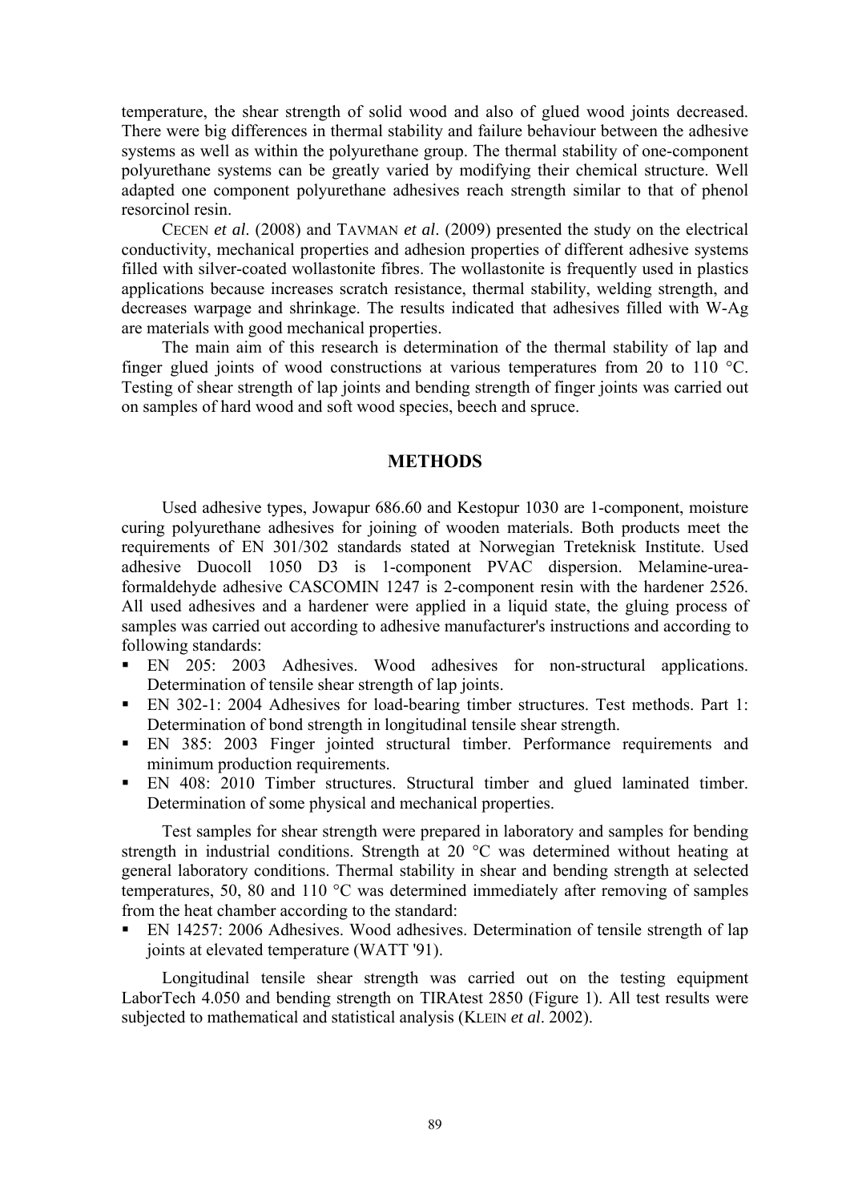temperature, the shear strength of solid wood and also of glued wood joints decreased. There were big differences in thermal stability and failure behaviour between the adhesive systems as well as within the polyurethane group. The thermal stability of one-component polyurethane systems can be greatly varied by modifying their chemical structure. Well adapted one component polyurethane adhesives reach strength similar to that of phenol resorcinol resin.

CECEN *et al*. (2008) and TAVMAN *et al*. (2009) presented the study on the electrical conductivity, mechanical properties and adhesion properties of different adhesive systems filled with silver-coated wollastonite fibres. The wollastonite is frequently used in plastics applications because increases scratch resistance, thermal stability, welding strength, and decreases warpage and shrinkage. The results indicated that adhesives filled with W-Ag are materials with good mechanical properties.

The main aim of this research is determination of the thermal stability of lap and finger glued joints of wood constructions at various temperatures from 20 to 110 °C. Testing of shear strength of lap joints and bending strength of finger joints was carried out on samples of hard wood and soft wood species, beech and spruce.

## METHODS

Used adhesive types, Jowapur 686.60 and Kestopur 1030 are 1-component, moisture curing polyurethane adhesives for joining of wooden materials. Both products meet the requirements of EN 301/302 standards stated at Norwegian Treteknisk Institute. Used adhesive Duocoll 1050 D3 is 1-component PVAC dispersion. Melamine-urea-formaldehyde adhesive CASCOMIN 1247 is 2-component resin with the hardener 2526. All used adhesives and a hardener were applied in a liquid state, the gluing process of samples was carried out according to adhesive manufacturer's instructions and according to following standards:

- EN 205: 2003 Adhesives. Wood adhesives for non-structural applications. Determination of tensile shear strength of lap joints.
- EN 302-1: 2004 Adhesives for load-bearing timber structures. Test methods. Part 1: Determination of bond strength in longitudinal tensile shear strength.
- EN 385: 2003 Finger jointed structural timber. Performance requirements and minimum production requirements.
- EN 408: 2010 Timber structures. Structural timber and glued laminated timber. Determination of some physical and mechanical properties.

Test samples for shear strength were prepared in laboratory and samples for bending strength in industrial conditions. Strength at 20 °C was determined without heating at general laboratory conditions. Thermal stability in shear and bending strength at selected temperatures, 50, 80 and 110 °C was determined immediately after removing of samples from the heat chamber according to the standard:

- EN 14257: 2006 Adhesives. Wood adhesives. Determination of tensile strength of lap joints at elevated temperature (WATT '91).

Longitudinal tensile shear strength was carried out on the testing equipment LaborTech 4.050 and bending strength on TIRAtest 2850 (Figure 1). All test results were subjected to mathematical and statistical analysis (KLEIN *et al*. 2002).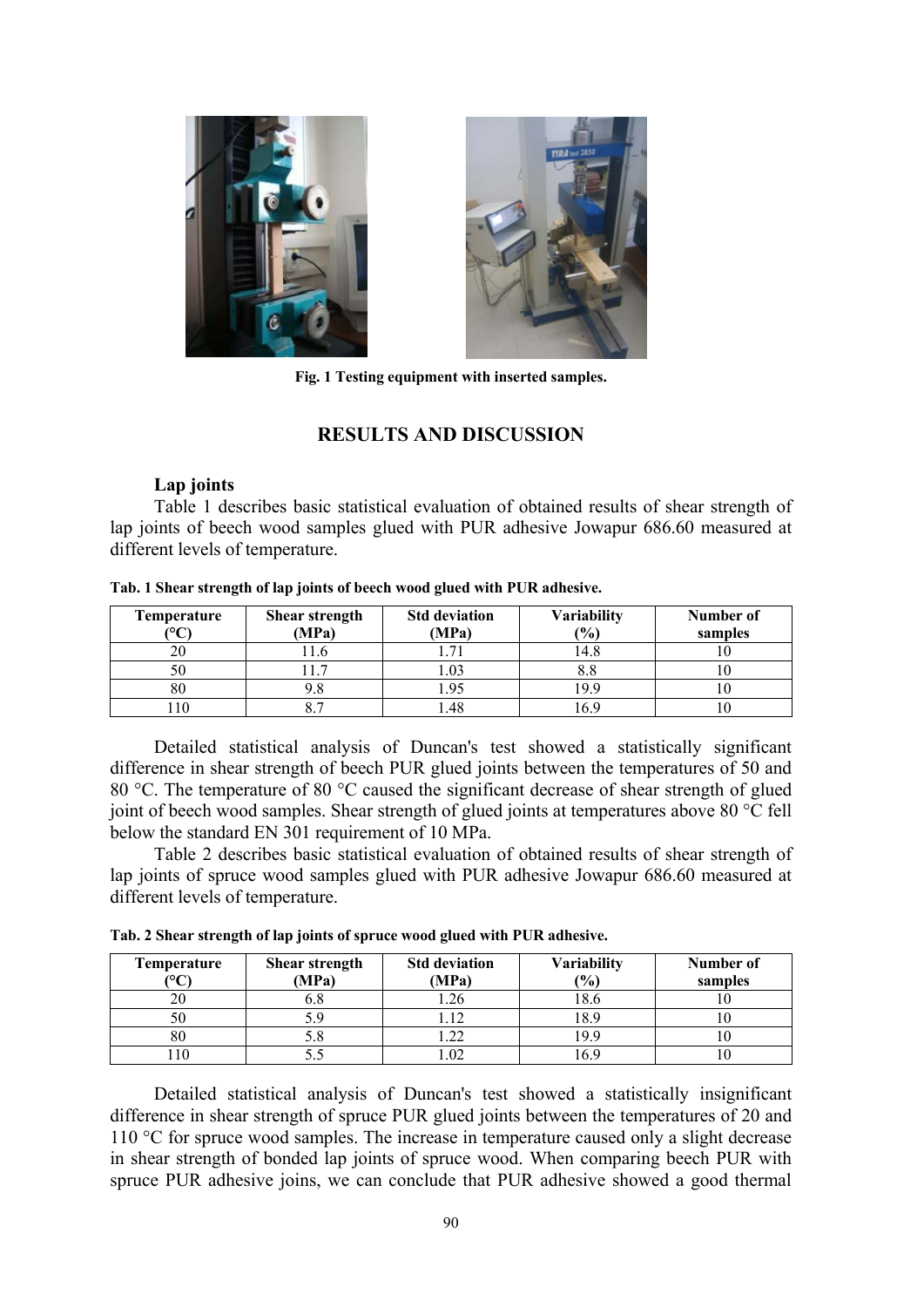Fig. 1 Testing equipment with inserted samples.

## RESULTS AND DISCUSSION

### Lap joints

Table 1 describes basic statistical evaluation of obtained results of shear strength of lap joints of beech wood samples glued with PUR adhesive Jowapur 686.60 measured at different levels of temperature.

**Tab. 1 Shear strength of lap joints of beech wood glued with PUR adhesive.**

| Temperature (°C) | Shear strength (MPa) | Std deviation (MPa) | Variability (%) | Number of samples |
|---|---|---|---|---|
| 20 | 11.6 | 1.71 | 14.8 | 10 |
| 50 | 11.7 | 1.03 | 8.8 | 10 |
| 80 | 9.8 | 1.95 | 19.9 | 10 |
| 110 | 8.7 | 1.48 | 16.9 | 10 |

Detailed statistical analysis of Duncan's test showed a statistically significant difference in shear strength of beech PUR glued joints between the temperatures of 50 and 80 °C. The temperature of 80 °C caused the significant decrease of shear strength of glued joint of beech wood samples. Shear strength of glued joints at temperatures above 80 °C fell below the standard EN 301 requirement of 10 MPa.

Table 2 describes basic statistical evaluation of obtained results of shear strength of lap joints of spruce wood samples glued with PUR adhesive Jowapur 686.60 measured at different levels of temperature.

**Tab. 2 Shear strength of lap joints of spruce wood glued with PUR adhesive.**

| Temperature (°C) | Shear strength (MPa) | Std deviation (MPa) | Variability (%) | Number of samples |
|---|---|---|---|---|
| 20 | 6.8 | 1.26 | 18.6 | 10 |
| 50 | 5.9 | 1.12 | 18.9 | 10 |
| 80 | 5.8 | 1.22 | 19.9 | 10 |
| 110 | 5.5 | 1.02 | 16.9 | 10 |

Detailed statistical analysis of Duncan's test showed a statistically insignificant difference in shear strength of spruce PUR glued joints between the temperatures of 20 and 110 °C for spruce wood samples. The increase in temperature caused only a slight decrease in shear strength of bonded lap joints of spruce wood. When comparing beech PUR with spruce PUR adhesive joins, we can conclude that PUR adhesive showed a good thermal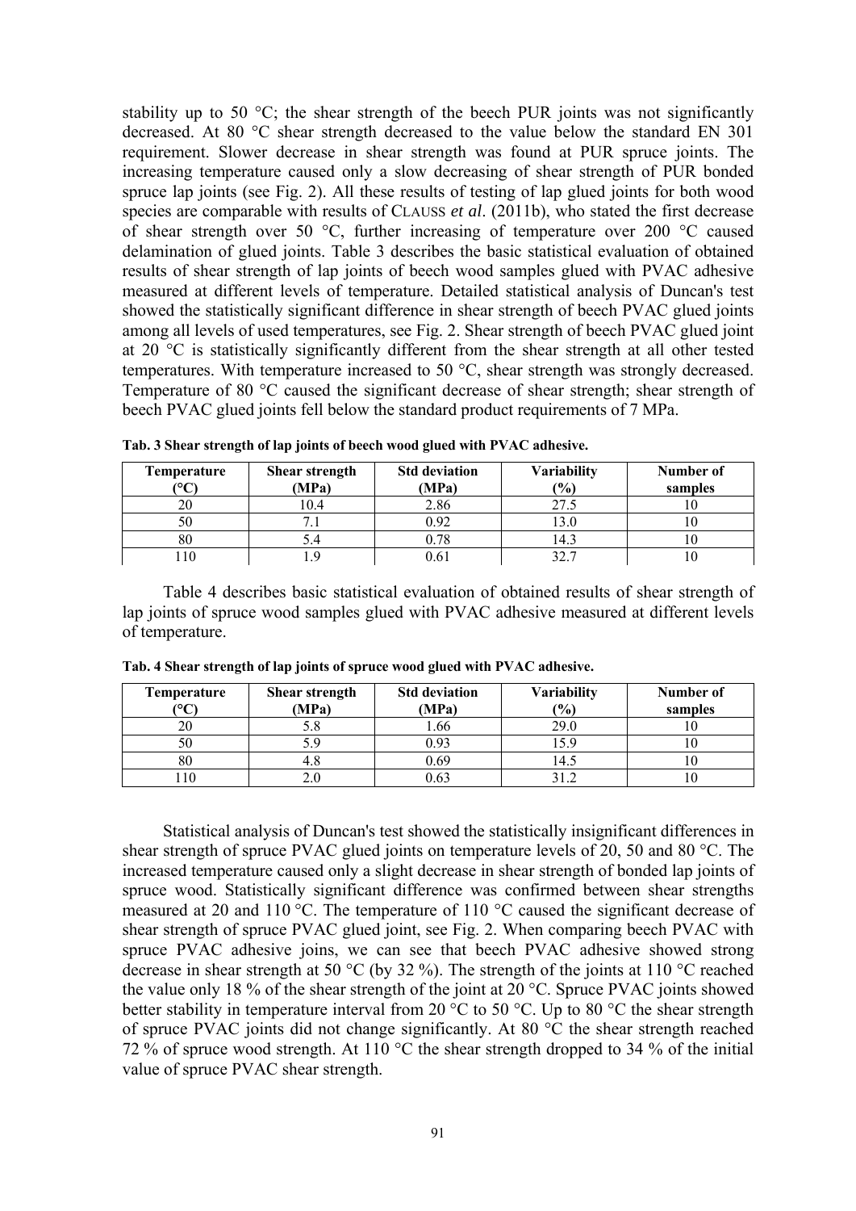stability up to 50 °C; the shear strength of the beech PUR joints was not significantly decreased. At 80 °C shear strength decreased to the value below the standard EN 301 requirement. Slower decrease in shear strength was found at PUR spruce joints. The increasing temperature caused only a slow decreasing of shear strength of PUR bonded spruce lap joints (see Fig. 2). All these results of testing of lap glued joints for both wood species are comparable with results of CLAUSS *et al*. (2011b), who stated the first decrease of shear strength over 50 °C, further increasing of temperature over 200 °C caused delamination of glued joints. Table 3 describes the basic statistical evaluation of obtained results of shear strength of lap joints of beech wood samples glued with PVAC adhesive measured at different levels of temperature. Detailed statistical analysis of Duncan's test showed the statistically significant difference in shear strength of beech PVAC glued joints among all levels of used temperatures, see Fig. 2. Shear strength of beech PVAC glued joint at 20 °C is statistically significantly different from the shear strength at all other tested temperatures. With temperature increased to 50 °C, shear strength was strongly decreased. Temperature of 80 °C caused the significant decrease of shear strength; shear strength of beech PVAC glued joints fell below the standard product requirements of 7 MPa.

**Tab. 3 Shear strength of lap joints of beech wood glued with PVAC adhesive.**

| Temperature (°C) | Shear strength (MPa) | Std deviation (MPa) | Variability (%) | Number of samples |
|---|---|---|---|---|
| 20 | 10.4 | 2.86 | 27.5 | 10 |
| 50 | 7.1 | 0.92 | 13.0 | 10 |
| 80 | 5.4 | 0.78 | 14.3 | 10 |
| 110 | 1.9 | 0.61 | 32.7 | 10 |

Table 4 describes basic statistical evaluation of obtained results of shear strength of lap joints of spruce wood samples glued with PVAC adhesive measured at different levels of temperature.

**Tab. 4 Shear strength of lap joints of spruce wood glued with PVAC adhesive.**

| Temperature (°C) | Shear strength (MPa) | Std deviation (MPa) | Variability (%) | Number of samples |
|---|---|---|---|---|
| 20 | 5.8 | 1.66 | 29.0 | 10 |
| 50 | 5.9 | 0.93 | 15.9 | 10 |
| 80 | 4.8 | 0.69 | 14.5 | 10 |
| 110 | 2.0 | 0.63 | 31.2 | 10 |

Statistical analysis of Duncan's test showed the statistically insignificant differences in shear strength of spruce PVAC glued joints on temperature levels of 20, 50 and 80 °C. The increased temperature caused only a slight decrease in shear strength of bonded lap joints of spruce wood. Statistically significant difference was confirmed between shear strengths measured at 20 and 110 °C. The temperature of 110 °C caused the significant decrease of shear strength of spruce PVAC glued joint, see Fig. 2. When comparing beech PVAC with spruce PVAC adhesive joins, we can see that beech PVAC adhesive showed strong decrease in shear strength at 50 °C (by 32 %). The strength of the joints at 110 °C reached the value only 18 % of the shear strength of the joint at 20 °C. Spruce PVAC joints showed better stability in temperature interval from 20 °C to 50 °C. Up to 80 °C the shear strength of spruce PVAC joints did not change significantly. At 80 °C the shear strength reached 72 % of spruce wood strength. At 110 °C the shear strength dropped to 34 % of the initial value of spruce PVAC shear strength.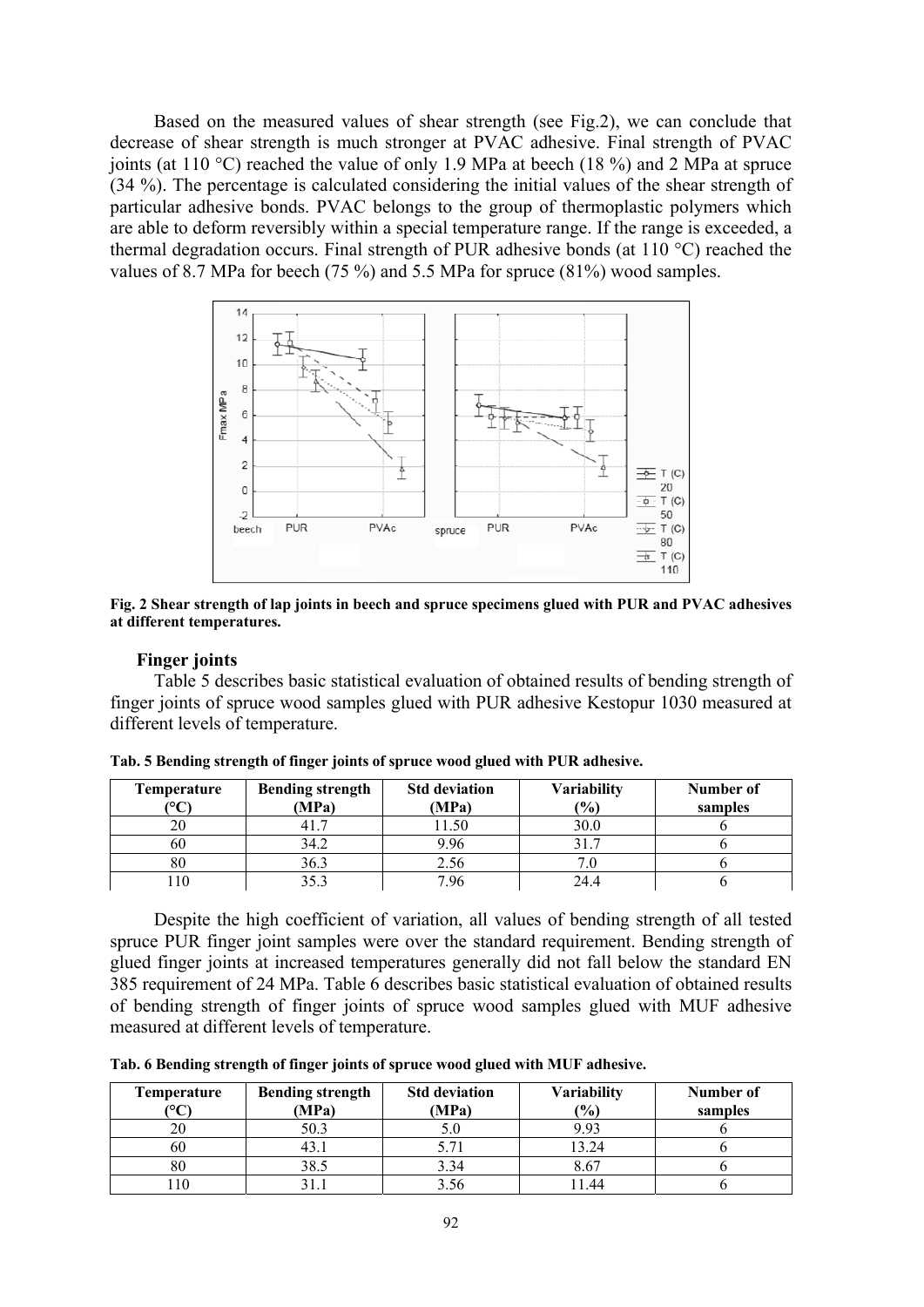Based on the measured values of shear strength (see Fig.2), we can conclude that decrease of shear strength is much stronger at PVAC adhesive. Final strength of PVAC joints (at 110 °C) reached the value of only 1.9 MPa at beech (18 %) and 2 MPa at spruce (34 %). The percentage is calculated considering the initial values of the shear strength of particular adhesive bonds. PVAC belongs to the group of thermoplastic polymers which are able to deform reversibly within a special temperature range. If the range is exceeded, a thermal degradation occurs. Final strength of PUR adhesive bonds (at 110 °C) reached the values of 8.7 MPa for beech (75 %) and 5.5 MPa for spruce (81%) wood samples.

**Fig. 2 Shear strength of lap joints in beech and spruce specimens glued with PUR and PVAC adhesives at different temperatures.**

### Finger joints

Table 5 describes basic statistical evaluation of obtained results of bending strength of finger joints of spruce wood samples glued with PUR adhesive Kestopur 1030 measured at different levels of temperature.

**Tab. 5 Bending strength of finger joints of spruce wood glued with PUR adhesive.**

| Temperature (°C) | Bending strength (MPa) | Std deviation (MPa) | Variability (%) | Number of samples |
|---|---|---|---|---|
| 20 | 41.7 | 11.50 | 30.0 | 6 |
| 60 | 34.2 | 9.96 | 31.7 | 6 |
| 80 | 36.3 | 2.56 | 7.0 | 6 |
| 110 | 35.3 | 7.96 | 24.4 | 6 |

Despite the high coefficient of variation, all values of bending strength of all tested spruce PUR finger joint samples were over the standard requirement. Bending strength of glued finger joints at increased temperatures generally did not fall below the standard EN 385 requirement of 24 MPa. Table 6 describes basic statistical evaluation of obtained results of bending strength of finger joints of spruce wood samples glued with MUF adhesive measured at different levels of temperature.

**Tab. 6 Bending strength of finger joints of spruce wood glued with MUF adhesive.**

| Temperature (°C) | Bending strength (MPa) | Std deviation (MPa) | Variability (%) | Number of samples |
|---|---|---|---|---|
| 20 | 50.3 | 5.0 | 9.93 | 6 |
| 60 | 43.1 | 5.71 | 13.24 | 6 |
| 80 | 38.5 | 3.34 | 8.67 | 6 |
| 110 | 31.1 | 3.56 | 11.44 | 6 |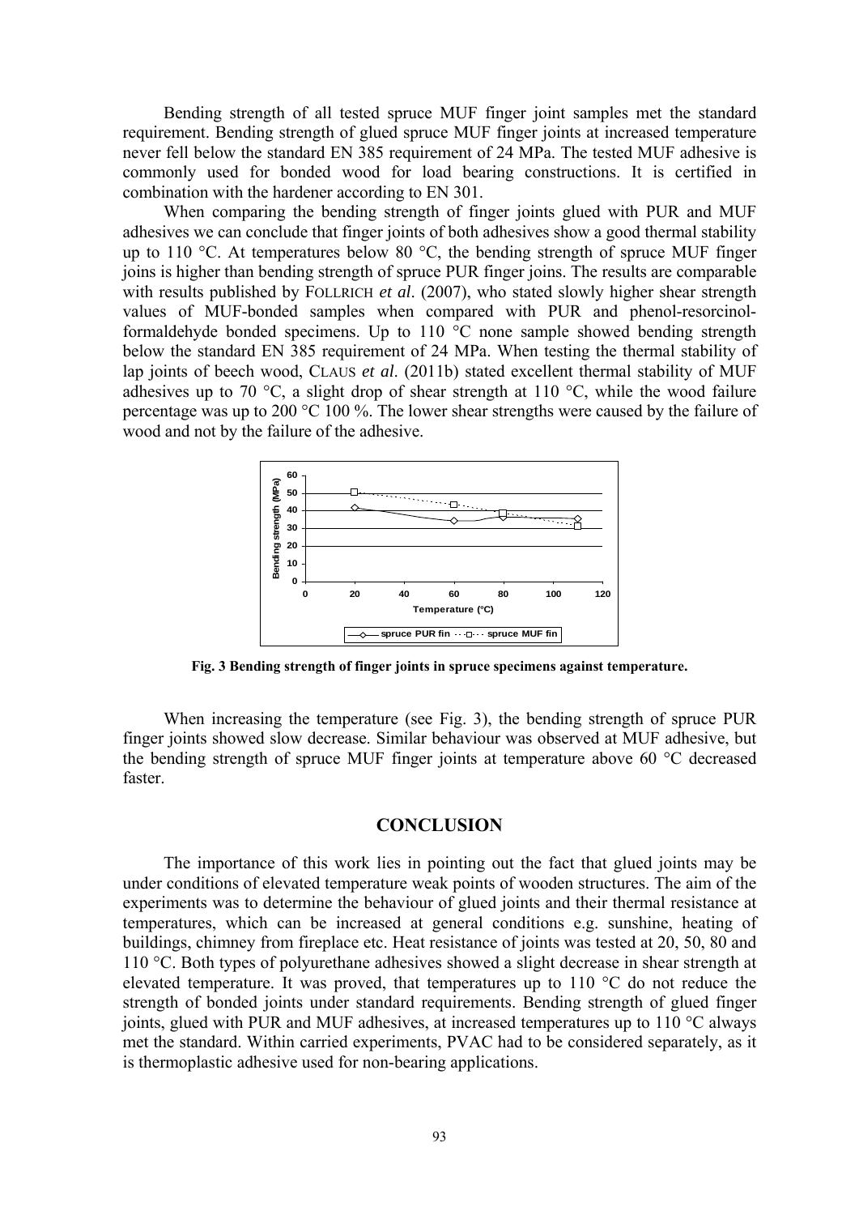Bending strength of all tested spruce MUF finger joint samples met the standard requirement. Bending strength of glued spruce MUF finger joints at increased temperature never fell below the standard EN 385 requirement of 24 MPa. The tested MUF adhesive is commonly used for bonded wood for load bearing constructions. It is certified in combination with the hardener according to EN 301.

When comparing the bending strength of finger joints glued with PUR and MUF adhesives we can conclude that finger joints of both adhesives show a good thermal stability up to 110 °C. At temperatures below 80 °C, the bending strength of spruce MUF finger joins is higher than bending strength of spruce PUR finger joins. The results are comparable with results published by FOLLRICH *et al*. (2007), who stated slowly higher shear strength values of MUF-bonded samples when compared with PUR and phenol-resorcinol-formaldehyde bonded specimens. Up to 110 °C none sample showed bending strength below the standard EN 385 requirement of 24 MPa. When testing the thermal stability of lap joints of beech wood, CLAUS *et al*. (2011b) stated excellent thermal stability of MUF adhesives up to 70 °C, a slight drop of shear strength at 110 °C, while the wood failure percentage was up to 200 °C 100 %. The lower shear strengths were caused by the failure of wood and not by the failure of the adhesive.

**Fig. 3 Bending strength of finger joints in spruce specimens against temperature.**

When increasing the temperature (see Fig. 3), the bending strength of spruce PUR finger joints showed slow decrease. Similar behaviour was observed at MUF adhesive, but the bending strength of spruce MUF finger joints at temperature above 60 °C decreased faster.

## CONCLUSION

The importance of this work lies in pointing out the fact that glued joints may be under conditions of elevated temperature weak points of wooden structures. The aim of the experiments was to determine the behaviour of glued joints and their thermal resistance at temperatures, which can be increased at general conditions e.g. sunshine, heating of buildings, chimney from fireplace etc. Heat resistance of joints was tested at 20, 50, 80 and 110 °C. Both types of polyurethane adhesives showed a slight decrease in shear strength at elevated temperature. It was proved, that temperatures up to 110 °C do not reduce the strength of bonded joints under standard requirements. Bending strength of glued finger joints, glued with PUR and MUF adhesives, at increased temperatures up to 110 °C always met the standard. Within carried experiments, PVAC had to be considered separately, as it is thermoplastic adhesive used for non-bearing applications.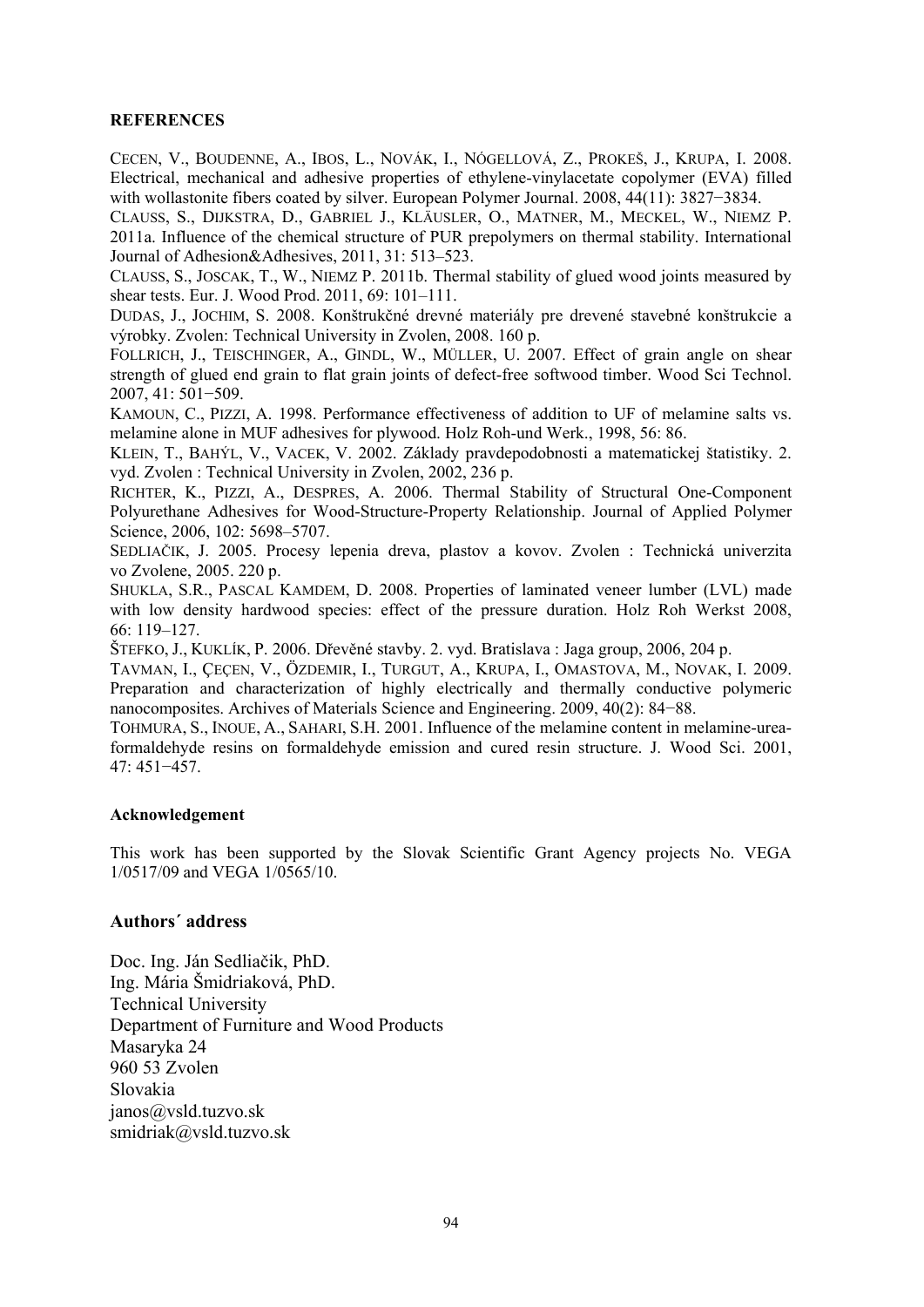**REFERENCES**

CECEN, V., BOUDENNE, A., IBOS, L., NOVÁK, I., NÓGELLOVÁ, Z., PROKEŠ, J., KRUPA, I. 2008. Electrical, mechanical and adhesive properties of ethylene-vinylacetate copolymer (EVA) filled with wollastonite fibers coated by silver. European Polymer Journal. 2008, 44(11): 3827−3834.

CLAUSS, S., DIJKSTRA, D., GABRIEL J., KLÄUSLER, O., MATNER, M., MECKEL, W., NIEMZ P. 2011a. Influence of the chemical structure of PUR prepolymers on thermal stability. International Journal of Adhesion&Adhesives, 2011, 31: 513–523.

CLAUSS, S., JOSCAK, T., W., NIEMZ P. 2011b. Thermal stability of glued wood joints measured by shear tests. Eur. J. Wood Prod. 2011, 69: 101–111.

DUDAS, J., JOCHIM, S. 2008. Konštrukčné drevné materiály pre drevené stavebné konštrukcie a výrobky. Zvolen: Technical University in Zvolen, 2008. 160 p.

FOLLRICH, J., TEISCHINGER, A., GINDL, W., MÜLLER, U. 2007. Effect of grain angle on shear strength of glued end grain to flat grain joints of defect-free softwood timber. Wood Sci Technol. 2007, 41: 501−509.

KAMOUN, C., PIZZI, A. 1998. Performance effectiveness of addition to UF of melamine salts vs. melamine alone in MUF adhesives for plywood. Holz Roh-und Werk., 1998, 56: 86.

KLEIN, T., BAHÝL, V., VACEK, V. 2002. Základy pravdepodobnosti a matematickej štatistiky. 2. vyd. Zvolen : Technical University in Zvolen, 2002, 236 p.

RICHTER, K., PIZZI, A., DESPRES, A. 2006. Thermal Stability of Structural One-Component Polyurethane Adhesives for Wood-Structure-Property Relationship. Journal of Applied Polymer Science, 2006, 102: 5698–5707.

SEDLIAČIK, J. 2005. Procesy lepenia dreva, plastov a kovov. Zvolen : Technická univerzita vo Zvolene, 2005. 220 p.

SHUKLA, S.R., PASCAL KAMDEM, D. 2008. Properties of laminated veneer lumber (LVL) made with low density hardwood species: effect of the pressure duration. Holz Roh Werkst 2008, 66: 119–127.

ŠTEFKO, J., KUKLÍK, P. 2006. Dřevěné stavby. 2. vyd. Bratislava : Jaga group, 2006, 204 p.

TAVMAN, I., ÇEÇEN, V., ÖZDEMIR, I., TURGUT, A., KRUPA, I., OMASTOVA, M., NOVAK, I. 2009. Preparation and characterization of highly electrically and thermally conductive polymeric nanocomposites. Archives of Materials Science and Engineering. 2009, 40(2): 84−88.

TOHMURA, S., INOUE, A., SAHARI, S.H. 2001. Influence of the melamine content in melamine-urea-formaldehyde resins on formaldehyde emission and cured resin structure. J. Wood Sci. 2001, 47: 451−457.

**Acknowledgement**

This work has been supported by the Slovak Scientific Grant Agency projects No. VEGA 1/0517/09 and VEGA 1/0565/10.

## Authors´ address

Doc. Ing. Ján Sedliačik, PhD.
Ing. Mária Šmidriaková, PhD.
Technical University
Department of Furniture and Wood Products
Masaryka 24
960 53 Zvolen
Slovakia
janos@vsld.tuzvo.sk
smidriak@vsld.tuzvo.sk